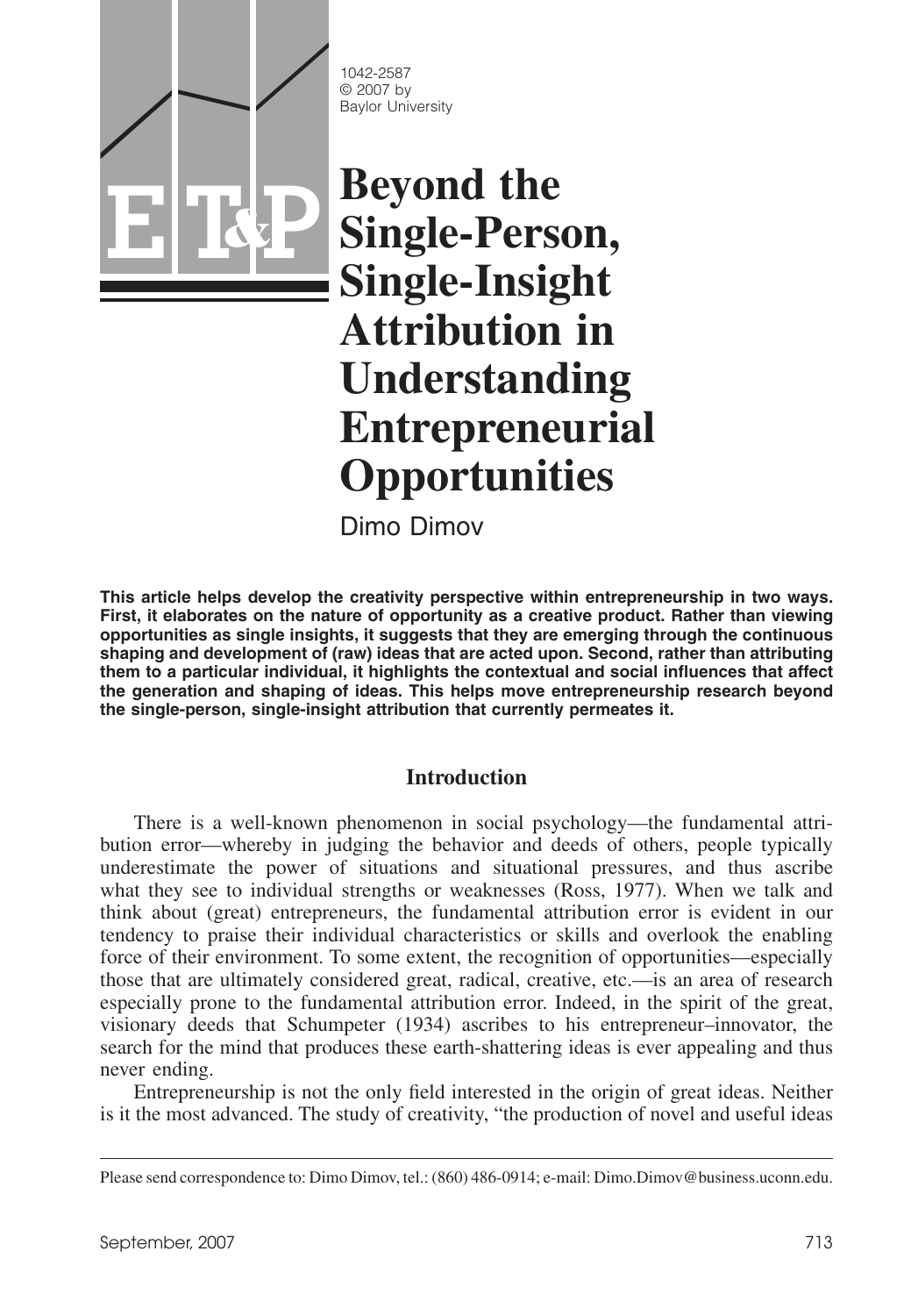1042-2587
© 2007 by
Baylor University

# Beyond the Single-Person, Single-Insight Attribution in Understanding Entrepreneurial Opportunities

Dimo Dimov

**This article helps develop the creativity perspective within entrepreneurship in two ways. First, it elaborates on the nature of opportunity as a creative product. Rather than viewing opportunities as single insights, it suggests that they are emerging through the continuous shaping and development of (raw) ideas that are acted upon. Second, rather than attributing them to a particular individual, it highlights the contextual and social influences that affect the generation and shaping of ideas. This helps move entrepreneurship research beyond the single-person, single-insight attribution that currently permeates it.**

## Introduction

There is a well-known phenomenon in social psychology—the fundamental attribution error—whereby in judging the behavior and deeds of others, people typically underestimate the power of situations and situational pressures, and thus ascribe what they see to individual strengths or weaknesses (Ross, 1977). When we talk and think about (great) entrepreneurs, the fundamental attribution error is evident in our tendency to praise their individual characteristics or skills and overlook the enabling force of their environment. To some extent, the recognition of opportunities—especially those that are ultimately considered great, radical, creative, etc.—is an area of research especially prone to the fundamental attribution error. Indeed, in the spirit of the great, visionary deeds that Schumpeter (1934) ascribes to his entrepreneur–innovator, the search for the mind that produces these earth-shattering ideas is ever appealing and thus never ending.

Entrepreneurship is not the only field interested in the origin of great ideas. Neither is it the most advanced. The study of creativity, "the production of novel and useful ideas

---

Please send correspondence to: Dimo Dimov, tel.: (860) 486-0914; e-mail: Dimo.Dimov@business.uconn.edu.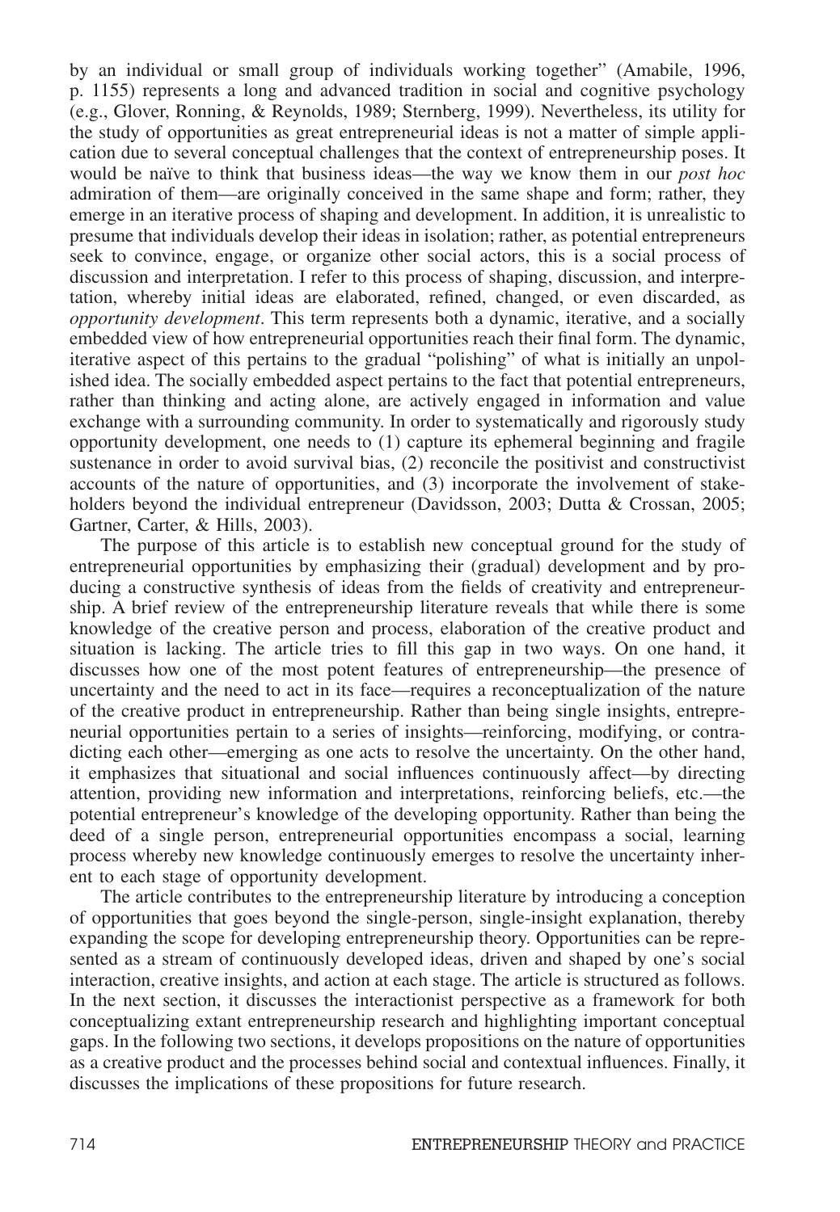by an individual or small group of individuals working together" (Amabile, 1996, p. 1155) represents a long and advanced tradition in social and cognitive psychology (e.g., Glover, Ronning, & Reynolds, 1989; Sternberg, 1999). Nevertheless, its utility for the study of opportunities as great entrepreneurial ideas is not a matter of simple application due to several conceptual challenges that the context of entrepreneurship poses. It would be naïve to think that business ideas—the way we know them in our *post hoc* admiration of them—are originally conceived in the same shape and form; rather, they emerge in an iterative process of shaping and development. In addition, it is unrealistic to presume that individuals develop their ideas in isolation; rather, as potential entrepreneurs seek to convince, engage, or organize other social actors, this is a social process of discussion and interpretation. I refer to this process of shaping, discussion, and interpretation, whereby initial ideas are elaborated, refined, changed, or even discarded, as *opportunity development*. This term represents both a dynamic, iterative, and a socially embedded view of how entrepreneurial opportunities reach their final form. The dynamic, iterative aspect of this pertains to the gradual "polishing" of what is initially an unpolished idea. The socially embedded aspect pertains to the fact that potential entrepreneurs, rather than thinking and acting alone, are actively engaged in information and value exchange with a surrounding community. In order to systematically and rigorously study opportunity development, one needs to (1) capture its ephemeral beginning and fragile sustenance in order to avoid survival bias, (2) reconcile the positivist and constructivist accounts of the nature of opportunities, and (3) incorporate the involvement of stakeholders beyond the individual entrepreneur (Davidsson, 2003; Dutta & Crossan, 2005; Gartner, Carter, & Hills, 2003).

The purpose of this article is to establish new conceptual ground for the study of entrepreneurial opportunities by emphasizing their (gradual) development and by producing a constructive synthesis of ideas from the fields of creativity and entrepreneurship. A brief review of the entrepreneurship literature reveals that while there is some knowledge of the creative person and process, elaboration of the creative product and situation is lacking. The article tries to fill this gap in two ways. On one hand, it discusses how one of the most potent features of entrepreneurship—the presence of uncertainty and the need to act in its face—requires a reconceptualization of the nature of the creative product in entrepreneurship. Rather than being single insights, entrepreneurial opportunities pertain to a series of insights—reinforcing, modifying, or contradicting each other—emerging as one acts to resolve the uncertainty. On the other hand, it emphasizes that situational and social influences continuously affect—by directing attention, providing new information and interpretations, reinforcing beliefs, etc.—the potential entrepreneur's knowledge of the developing opportunity. Rather than being the deed of a single person, entrepreneurial opportunities encompass a social, learning process whereby new knowledge continuously emerges to resolve the uncertainty inherent to each stage of opportunity development.

The article contributes to the entrepreneurship literature by introducing a conception of opportunities that goes beyond the single-person, single-insight explanation, thereby expanding the scope for developing entrepreneurship theory. Opportunities can be represented as a stream of continuously developed ideas, driven and shaped by one's social interaction, creative insights, and action at each stage. The article is structured as follows. In the next section, it discusses the interactionist perspective as a framework for both conceptualizing extant entrepreneurship research and highlighting important conceptual gaps. In the following two sections, it develops propositions on the nature of opportunities as a creative product and the processes behind social and contextual influences. Finally, it discusses the implications of these propositions for future research.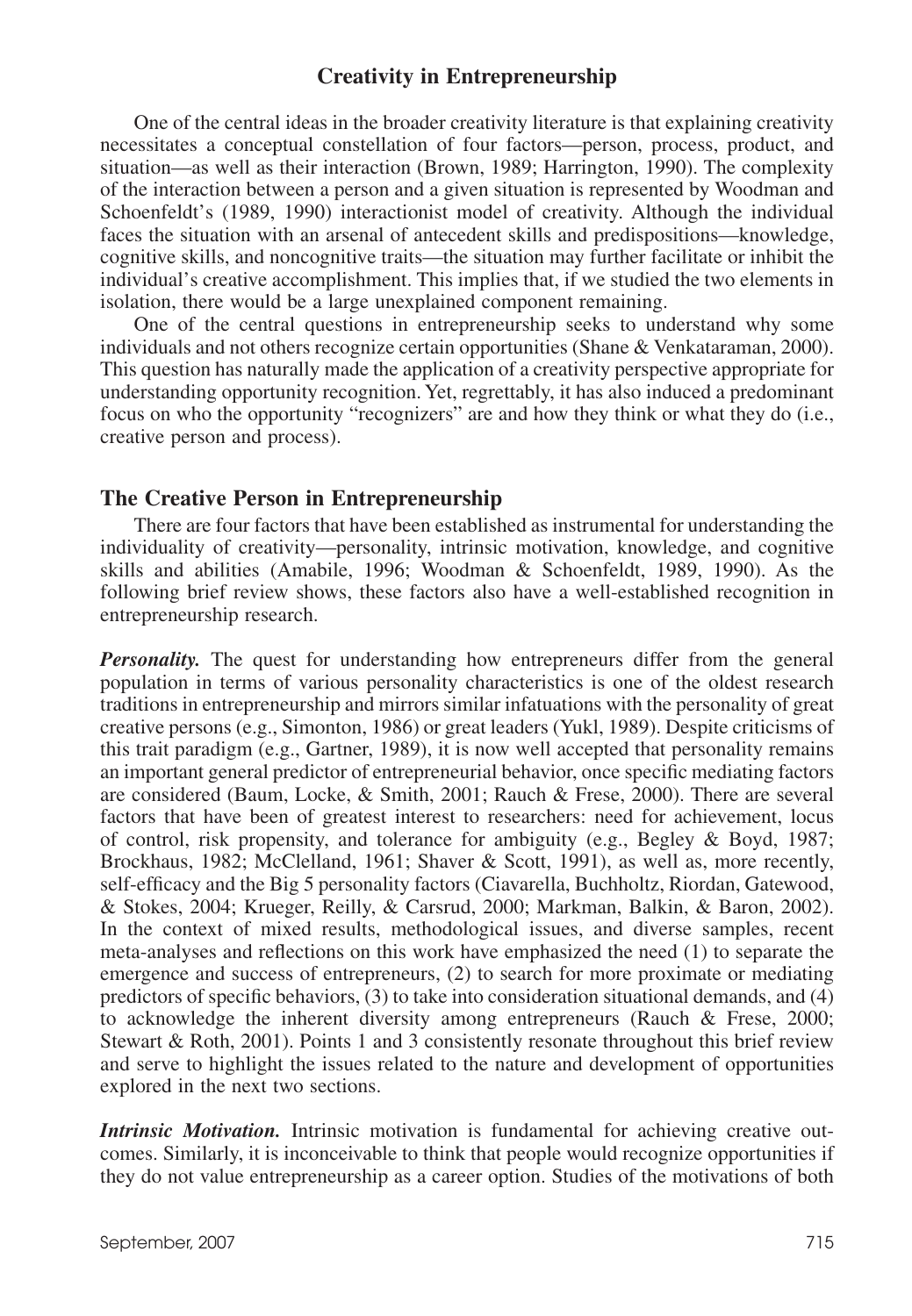## Creativity in Entrepreneurship

One of the central ideas in the broader creativity literature is that explaining creativity necessitates a conceptual constellation of four factors—person, process, product, and situation—as well as their interaction (Brown, 1989; Harrington, 1990). The complexity of the interaction between a person and a given situation is represented by Woodman and Schoenfeldt's (1989, 1990) interactionist model of creativity. Although the individual faces the situation with an arsenal of antecedent skills and predispositions—knowledge, cognitive skills, and noncognitive traits—the situation may further facilitate or inhibit the individual's creative accomplishment. This implies that, if we studied the two elements in isolation, there would be a large unexplained component remaining.

One of the central questions in entrepreneurship seeks to understand why some individuals and not others recognize certain opportunities (Shane & Venkataraman, 2000). This question has naturally made the application of a creativity perspective appropriate for understanding opportunity recognition. Yet, regrettably, it has also induced a predominant focus on who the opportunity "recognizers" are and how they think or what they do (i.e., creative person and process).

### The Creative Person in Entrepreneurship

There are four factors that have been established as instrumental for understanding the individuality of creativity—personality, intrinsic motivation, knowledge, and cognitive skills and abilities (Amabile, 1996; Woodman & Schoenfeldt, 1989, 1990). As the following brief review shows, these factors also have a well-established recognition in entrepreneurship research.

***Personality.*** The quest for understanding how entrepreneurs differ from the general population in terms of various personality characteristics is one of the oldest research traditions in entrepreneurship and mirrors similar infatuations with the personality of great creative persons (e.g., Simonton, 1986) or great leaders (Yukl, 1989). Despite criticisms of this trait paradigm (e.g., Gartner, 1989), it is now well accepted that personality remains an important general predictor of entrepreneurial behavior, once specific mediating factors are considered (Baum, Locke, & Smith, 2001; Rauch & Frese, 2000). There are several factors that have been of greatest interest to researchers: need for achievement, locus of control, risk propensity, and tolerance for ambiguity (e.g., Begley & Boyd, 1987; Brockhaus, 1982; McClelland, 1961; Shaver & Scott, 1991), as well as, more recently, self-efficacy and the Big 5 personality factors (Ciavarella, Buchholtz, Riordan, Gatewood, & Stokes, 2004; Krueger, Reilly, & Carsrud, 2000; Markman, Balkin, & Baron, 2002). In the context of mixed results, methodological issues, and diverse samples, recent meta-analyses and reflections on this work have emphasized the need (1) to separate the emergence and success of entrepreneurs, (2) to search for more proximate or mediating predictors of specific behaviors, (3) to take into consideration situational demands, and (4) to acknowledge the inherent diversity among entrepreneurs (Rauch & Frese, 2000; Stewart & Roth, 2001). Points 1 and 3 consistently resonate throughout this brief review and serve to highlight the issues related to the nature and development of opportunities explored in the next two sections.

***Intrinsic Motivation.*** Intrinsic motivation is fundamental for achieving creative outcomes. Similarly, it is inconceivable to think that people would recognize opportunities if they do not value entrepreneurship as a career option. Studies of the motivations of both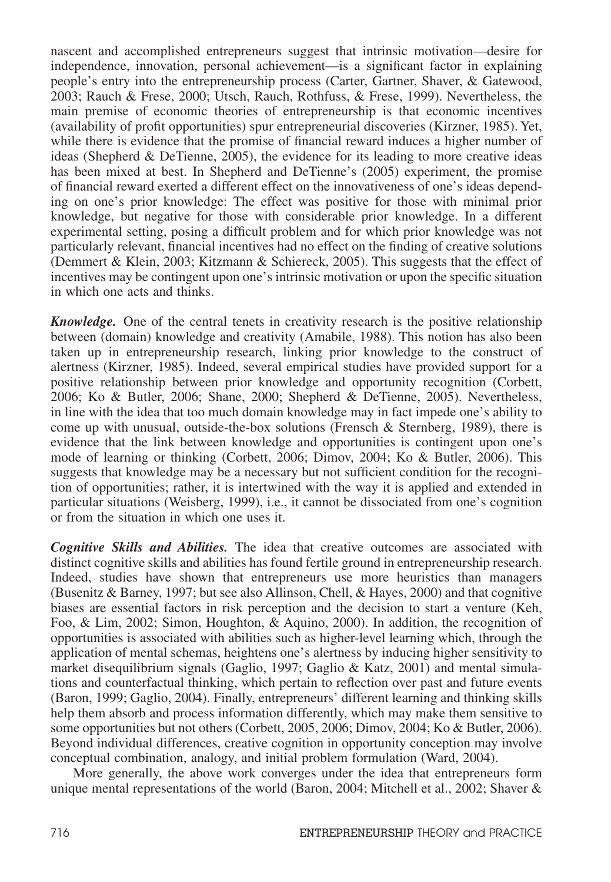nascent and accomplished entrepreneurs suggest that intrinsic motivation—desire for independence, innovation, personal achievement—is a significant factor in explaining people's entry into the entrepreneurship process (Carter, Gartner, Shaver, & Gatewood, 2003; Rauch & Frese, 2000; Utsch, Rauch, Rothfuss, & Frese, 1999). Nevertheless, the main premise of economic theories of entrepreneurship is that economic incentives (availability of profit opportunities) spur entrepreneurial discoveries (Kirzner, 1985). Yet, while there is evidence that the promise of financial reward induces a higher number of ideas (Shepherd & DeTienne, 2005), the evidence for its leading to more creative ideas has been mixed at best. In Shepherd and DeTienne's (2005) experiment, the promise of financial reward exerted a different effect on the innovativeness of one's ideas depending on one's prior knowledge: The effect was positive for those with minimal prior knowledge, but negative for those with considerable prior knowledge. In a different experimental setting, posing a difficult problem and for which prior knowledge was not particularly relevant, financial incentives had no effect on the finding of creative solutions (Demmert & Klein, 2003; Kitzmann & Schiereck, 2005). This suggests that the effect of incentives may be contingent upon one's intrinsic motivation or upon the specific situation in which one acts and thinks.

***Knowledge.*** One of the central tenets in creativity research is the positive relationship between (domain) knowledge and creativity (Amabile, 1988). This notion has also been taken up in entrepreneurship research, linking prior knowledge to the construct of alertness (Kirzner, 1985). Indeed, several empirical studies have provided support for a positive relationship between prior knowledge and opportunity recognition (Corbett, 2006; Ko & Butler, 2006; Shane, 2000; Shepherd & DeTienne, 2005). Nevertheless, in line with the idea that too much domain knowledge may in fact impede one's ability to come up with unusual, outside-the-box solutions (Frensch & Sternberg, 1989), there is evidence that the link between knowledge and opportunities is contingent upon one's mode of learning or thinking (Corbett, 2006; Dimov, 2004; Ko & Butler, 2006). This suggests that knowledge may be a necessary but not sufficient condition for the recognition of opportunities; rather, it is intertwined with the way it is applied and extended in particular situations (Weisberg, 1999), i.e., it cannot be dissociated from one's cognition or from the situation in which one uses it.

***Cognitive Skills and Abilities.*** The idea that creative outcomes are associated with distinct cognitive skills and abilities has found fertile ground in entrepreneurship research. Indeed, studies have shown that entrepreneurs use more heuristics than managers (Busenitz & Barney, 1997; but see also Allinson, Chell, & Hayes, 2000) and that cognitive biases are essential factors in risk perception and the decision to start a venture (Keh, Foo, & Lim, 2002; Simon, Houghton, & Aquino, 2000). In addition, the recognition of opportunities is associated with abilities such as higher-level learning which, through the application of mental schemas, heightens one's alertness by inducing higher sensitivity to market disequilibrium signals (Gaglio, 1997; Gaglio & Katz, 2001) and mental simulations and counterfactual thinking, which pertain to reflection over past and future events (Baron, 1999; Gaglio, 2004). Finally, entrepreneurs' different learning and thinking skills help them absorb and process information differently, which may make them sensitive to some opportunities but not others (Corbett, 2005, 2006; Dimov, 2004; Ko & Butler, 2006). Beyond individual differences, creative cognition in opportunity conception may involve conceptual combination, analogy, and initial problem formulation (Ward, 2004).

More generally, the above work converges under the idea that entrepreneurs form unique mental representations of the world (Baron, 2004; Mitchell et al., 2002; Shaver &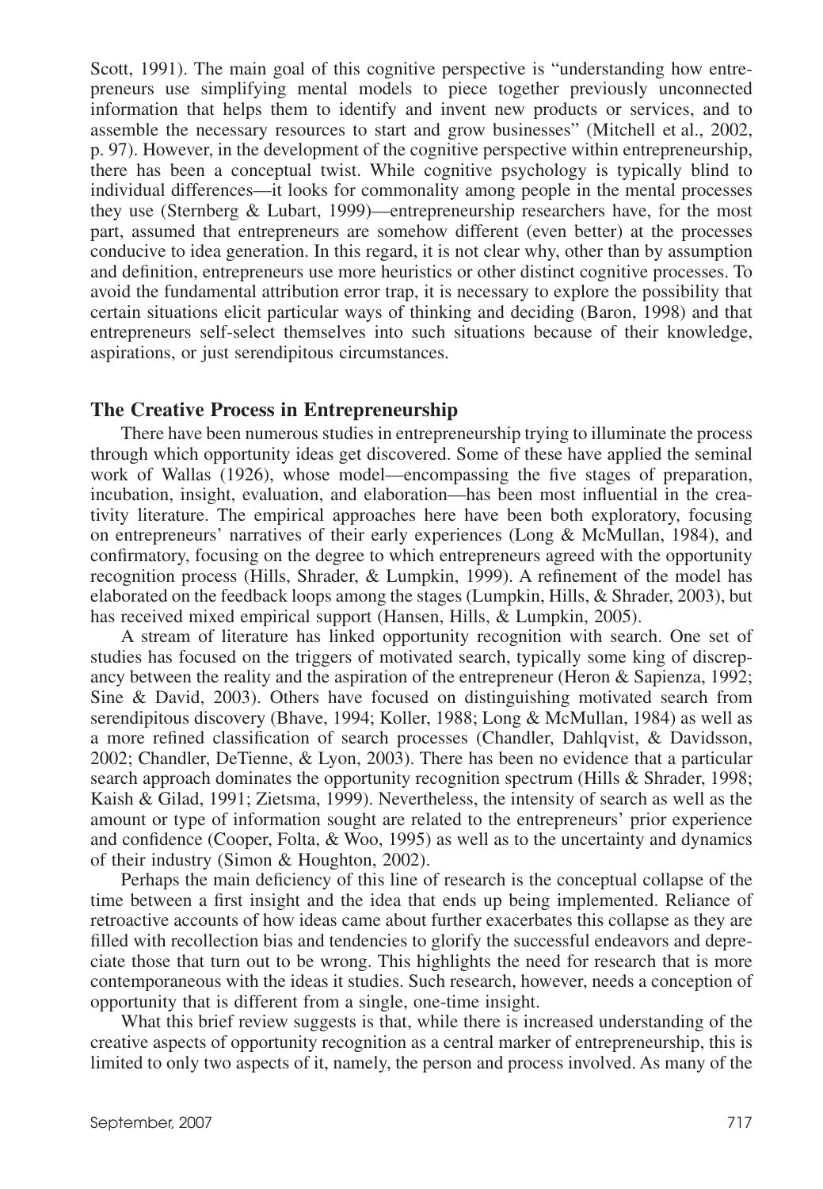Scott, 1991). The main goal of this cognitive perspective is "understanding how entrepreneurs use simplifying mental models to piece together previously unconnected information that helps them to identify and invent new products or services, and to assemble the necessary resources to start and grow businesses" (Mitchell et al., 2002, p. 97). However, in the development of the cognitive perspective within entrepreneurship, there has been a conceptual twist. While cognitive psychology is typically blind to individual differences—it looks for commonality among people in the mental processes they use (Sternberg & Lubart, 1999)—entrepreneurship researchers have, for the most part, assumed that entrepreneurs are somehow different (even better) at the processes conducive to idea generation. In this regard, it is not clear why, other than by assumption and definition, entrepreneurs use more heuristics or other distinct cognitive processes. To avoid the fundamental attribution error trap, it is necessary to explore the possibility that certain situations elicit particular ways of thinking and deciding (Baron, 1998) and that entrepreneurs self-select themselves into such situations because of their knowledge, aspirations, or just serendipitous circumstances.

## The Creative Process in Entrepreneurship

There have been numerous studies in entrepreneurship trying to illuminate the process through which opportunity ideas get discovered. Some of these have applied the seminal work of Wallas (1926), whose model—encompassing the five stages of preparation, incubation, insight, evaluation, and elaboration—has been most influential in the creativity literature. The empirical approaches here have been both exploratory, focusing on entrepreneurs' narratives of their early experiences (Long & McMullan, 1984), and confirmatory, focusing on the degree to which entrepreneurs agreed with the opportunity recognition process (Hills, Shrader, & Lumpkin, 1999). A refinement of the model has elaborated on the feedback loops among the stages (Lumpkin, Hills, & Shrader, 2003), but has received mixed empirical support (Hansen, Hills, & Lumpkin, 2005).

A stream of literature has linked opportunity recognition with search. One set of studies has focused on the triggers of motivated search, typically some king of discrepancy between the reality and the aspiration of the entrepreneur (Heron & Sapienza, 1992; Sine & David, 2003). Others have focused on distinguishing motivated search from serendipitous discovery (Bhave, 1994; Koller, 1988; Long & McMullan, 1984) as well as a more refined classification of search processes (Chandler, Dahlqvist, & Davidsson, 2002; Chandler, DeTienne, & Lyon, 2003). There has been no evidence that a particular search approach dominates the opportunity recognition spectrum (Hills & Shrader, 1998; Kaish & Gilad, 1991; Zietsma, 1999). Nevertheless, the intensity of search as well as the amount or type of information sought are related to the entrepreneurs' prior experience and confidence (Cooper, Folta, & Woo, 1995) as well as to the uncertainty and dynamics of their industry (Simon & Houghton, 2002).

Perhaps the main deficiency of this line of research is the conceptual collapse of the time between a first insight and the idea that ends up being implemented. Reliance of retroactive accounts of how ideas came about further exacerbates this collapse as they are filled with recollection bias and tendencies to glorify the successful endeavors and depreciate those that turn out to be wrong. This highlights the need for research that is more contemporaneous with the ideas it studies. Such research, however, needs a conception of opportunity that is different from a single, one-time insight.

What this brief review suggests is that, while there is increased understanding of the creative aspects of opportunity recognition as a central marker of entrepreneurship, this is limited to only two aspects of it, namely, the person and process involved. As many of the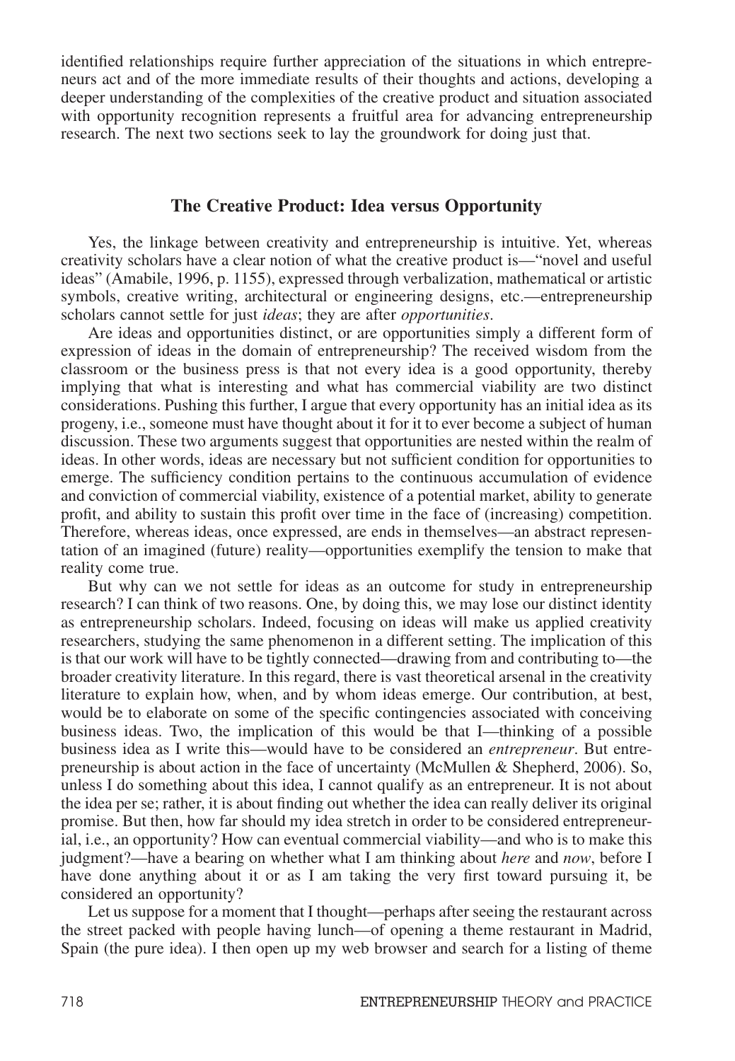identified relationships require further appreciation of the situations in which entrepreneurs act and of the more immediate results of their thoughts and actions, developing a deeper understanding of the complexities of the creative product and situation associated with opportunity recognition represents a fruitful area for advancing entrepreneurship research. The next two sections seek to lay the groundwork for doing just that.

## The Creative Product: Idea versus Opportunity

Yes, the linkage between creativity and entrepreneurship is intuitive. Yet, whereas creativity scholars have a clear notion of what the creative product is—"novel and useful ideas" (Amabile, 1996, p. 1155), expressed through verbalization, mathematical or artistic symbols, creative writing, architectural or engineering designs, etc.—entrepreneurship scholars cannot settle for just *ideas*; they are after *opportunities*.

Are ideas and opportunities distinct, or are opportunities simply a different form of expression of ideas in the domain of entrepreneurship? The received wisdom from the classroom or the business press is that not every idea is a good opportunity, thereby implying that what is interesting and what has commercial viability are two distinct considerations. Pushing this further, I argue that every opportunity has an initial idea as its progeny, i.e., someone must have thought about it for it to ever become a subject of human discussion. These two arguments suggest that opportunities are nested within the realm of ideas. In other words, ideas are necessary but not sufficient condition for opportunities to emerge. The sufficiency condition pertains to the continuous accumulation of evidence and conviction of commercial viability, existence of a potential market, ability to generate profit, and ability to sustain this profit over time in the face of (increasing) competition. Therefore, whereas ideas, once expressed, are ends in themselves—an abstract representation of an imagined (future) reality—opportunities exemplify the tension to make that reality come true.

But why can we not settle for ideas as an outcome for study in entrepreneurship research? I can think of two reasons. One, by doing this, we may lose our distinct identity as entrepreneurship scholars. Indeed, focusing on ideas will make us applied creativity researchers, studying the same phenomenon in a different setting. The implication of this is that our work will have to be tightly connected—drawing from and contributing to—the broader creativity literature. In this regard, there is vast theoretical arsenal in the creativity literature to explain how, when, and by whom ideas emerge. Our contribution, at best, would be to elaborate on some of the specific contingencies associated with conceiving business ideas. Two, the implication of this would be that I—thinking of a possible business idea as I write this—would have to be considered an *entrepreneur*. But entrepreneurship is about action in the face of uncertainty (McMullen & Shepherd, 2006). So, unless I do something about this idea, I cannot qualify as an entrepreneur. It is not about the idea per se; rather, it is about finding out whether the idea can really deliver its original promise. But then, how far should my idea stretch in order to be considered entrepreneurial, i.e., an opportunity? How can eventual commercial viability—and who is to make this judgment?—have a bearing on whether what I am thinking about *here* and *now*, before I have done anything about it or as I am taking the very first toward pursuing it, be considered an opportunity?

Let us suppose for a moment that I thought—perhaps after seeing the restaurant across the street packed with people having lunch—of opening a theme restaurant in Madrid, Spain (the pure idea). I then open up my web browser and search for a listing of theme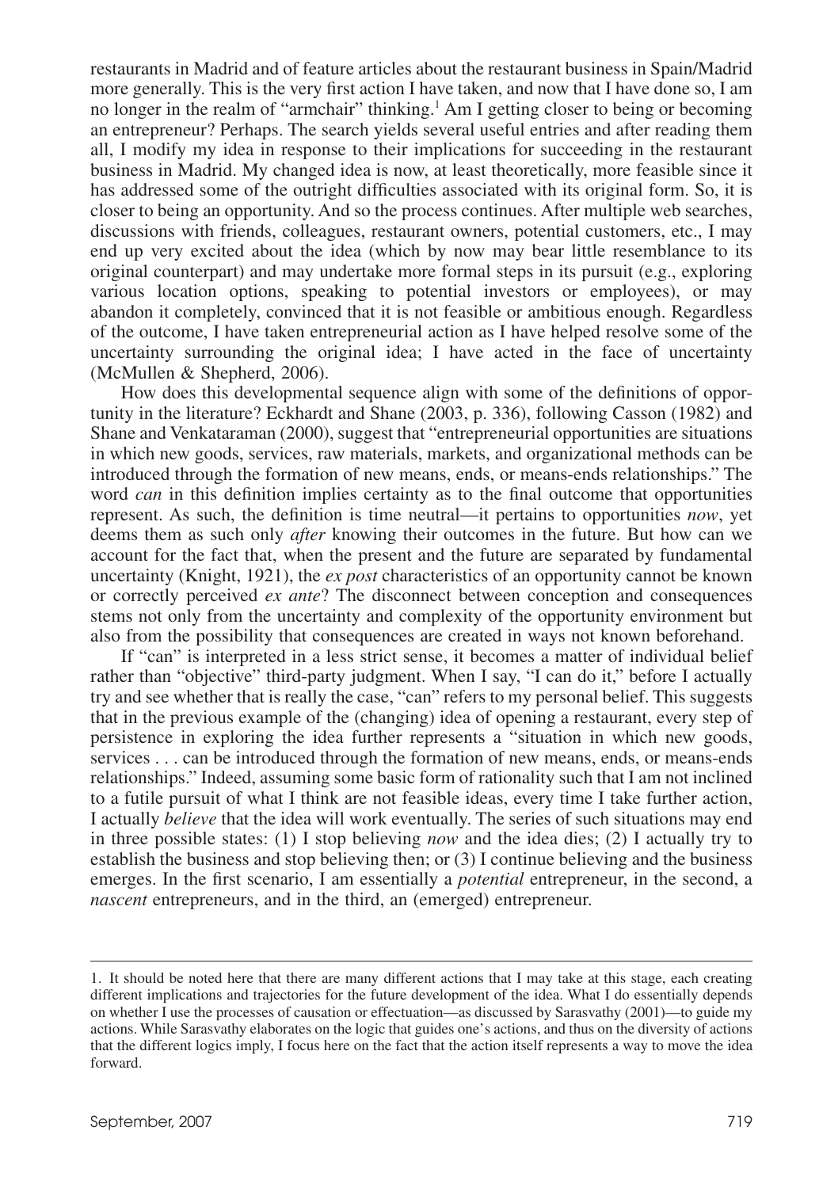restaurants in Madrid and of feature articles about the restaurant business in Spain/Madrid more generally. This is the very first action I have taken, and now that I have done so, I am no longer in the realm of "armchair" thinking.[1] Am I getting closer to being or becoming an entrepreneur? Perhaps. The search yields several useful entries and after reading them all, I modify my idea in response to their implications for succeeding in the restaurant business in Madrid. My changed idea is now, at least theoretically, more feasible since it has addressed some of the outright difficulties associated with its original form. So, it is closer to being an opportunity. And so the process continues. After multiple web searches, discussions with friends, colleagues, restaurant owners, potential customers, etc., I may end up very excited about the idea (which by now may bear little resemblance to its original counterpart) and may undertake more formal steps in its pursuit (e.g., exploring various location options, speaking to potential investors or employees), or may abandon it completely, convinced that it is not feasible or ambitious enough. Regardless of the outcome, I have taken entrepreneurial action as I have helped resolve some of the uncertainty surrounding the original idea; I have acted in the face of uncertainty (McMullen & Shepherd, 2006).

How does this developmental sequence align with some of the definitions of opportunity in the literature? Eckhardt and Shane (2003, p. 336), following Casson (1982) and Shane and Venkataraman (2000), suggest that "entrepreneurial opportunities are situations in which new goods, services, raw materials, markets, and organizational methods can be introduced through the formation of new means, ends, or means-ends relationships." The word *can* in this definition implies certainty as to the final outcome that opportunities represent. As such, the definition is time neutral—it pertains to opportunities *now*, yet deems them as such only *after* knowing their outcomes in the future. But how can we account for the fact that, when the present and the future are separated by fundamental uncertainty (Knight, 1921), the *ex post* characteristics of an opportunity cannot be known or correctly perceived *ex ante*? The disconnect between conception and consequences stems not only from the uncertainty and complexity of the opportunity environment but also from the possibility that consequences are created in ways not known beforehand.

If "can" is interpreted in a less strict sense, it becomes a matter of individual belief rather than "objective" third-party judgment. When I say, "I can do it," before I actually try and see whether that is really the case, "can" refers to my personal belief. This suggests that in the previous example of the (changing) idea of opening a restaurant, every step of persistence in exploring the idea further represents a "situation in which new goods, services . . . can be introduced through the formation of new means, ends, or means-ends relationships." Indeed, assuming some basic form of rationality such that I am not inclined to a futile pursuit of what I think are not feasible ideas, every time I take further action, I actually *believe* that the idea will work eventually. The series of such situations may end in three possible states: (1) I stop believing *now* and the idea dies; (2) I actually try to establish the business and stop believing then; or (3) I continue believing and the business emerges. In the first scenario, I am essentially a *potential* entrepreneur, in the second, a *nascent* entrepreneurs, and in the third, an (emerged) entrepreneur.

---

1. It should be noted here that there are many different actions that I may take at this stage, each creating different implications and trajectories for the future development of the idea. What I do essentially depends on whether I use the processes of causation or effectuation—as discussed by Sarasvathy (2001)—to guide my actions. While Sarasvathy elaborates on the logic that guides one's actions, and thus on the diversity of actions that the different logics imply, I focus here on the fact that the action itself represents a way to move the idea forward.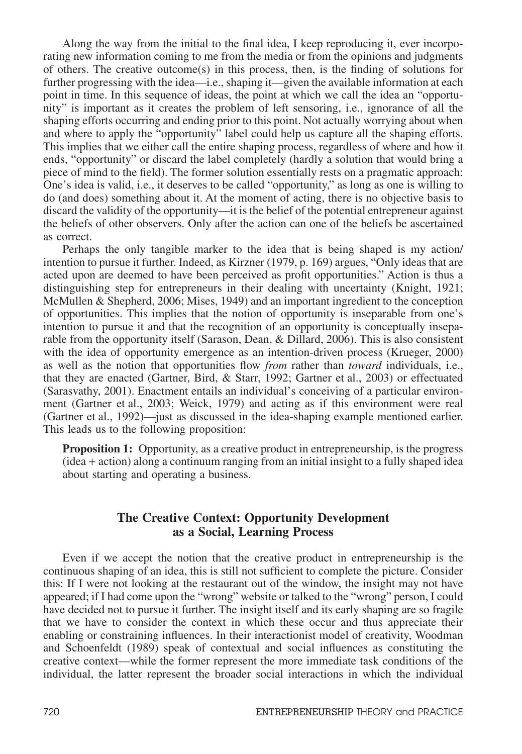Along the way from the initial to the final idea, I keep reproducing it, ever incorporating new information coming to me from the media or from the opinions and judgments of others. The creative outcome(s) in this process, then, is the finding of solutions for further progressing with the idea—i.e., shaping it—given the available information at each point in time. In this sequence of ideas, the point at which we call the idea an "opportunity" is important as it creates the problem of left sensoring, i.e., ignorance of all the shaping efforts occurring and ending prior to this point. Not actually worrying about when and where to apply the "opportunity" label could help us capture all the shaping efforts. This implies that we either call the entire shaping process, regardless of where and how it ends, "opportunity" or discard the label completely (hardly a solution that would bring a piece of mind to the field). The former solution essentially rests on a pragmatic approach: One's idea is valid, i.e., it deserves to be called "opportunity," as long as one is willing to do (and does) something about it. At the moment of acting, there is no objective basis to discard the validity of the opportunity—it is the belief of the potential entrepreneur against the beliefs of other observers. Only after the action can one of the beliefs be ascertained as correct.

Perhaps the only tangible marker to the idea that is being shaped is my action/intention to pursue it further. Indeed, as Kirzner (1979, p. 169) argues, "Only ideas that are acted upon are deemed to have been perceived as profit opportunities." Action is thus a distinguishing step for entrepreneurs in their dealing with uncertainty (Knight, 1921; McMullen & Shepherd, 2006; Mises, 1949) and an important ingredient to the conception of opportunities. This implies that the notion of opportunity is inseparable from one's intention to pursue it and that the recognition of an opportunity is conceptually inseparable from the opportunity itself (Sarason, Dean, & Dillard, 2006). This is also consistent with the idea of opportunity emergence as an intention-driven process (Krueger, 2000) as well as the notion that opportunities flow *from* rather than *toward* individuals, i.e., that they are enacted (Gartner, Bird, & Starr, 1992; Gartner et al., 2003) or effectuated (Sarasvathy, 2001). Enactment entails an individual's conceiving of a particular environment (Gartner et al., 2003; Weick, 1979) and acting as if this environment were real (Gartner et al., 1992)—just as discussed in the idea-shaping example mentioned earlier. This leads us to the following proposition:

> **Proposition 1:** Opportunity, as a creative product in entrepreneurship, is the progress (idea + action) along a continuum ranging from an initial insight to a fully shaped idea about starting and operating a business.

## The Creative Context: Opportunity Development as a Social, Learning Process

Even if we accept the notion that the creative product in entrepreneurship is the continuous shaping of an idea, this is still not sufficient to complete the picture. Consider this: If I were not looking at the restaurant out of the window, the insight may not have appeared; if I had come upon the "wrong" website or talked to the "wrong" person, I could have decided not to pursue it further. The insight itself and its early shaping are so fragile that we have to consider the context in which these occur and thus appreciate their enabling or constraining influences. In their interactionist model of creativity, Woodman and Schoenfeldt (1989) speak of contextual and social influences as constituting the creative context—while the former represent the more immediate task conditions of the individual, the latter represent the broader social interactions in which the individual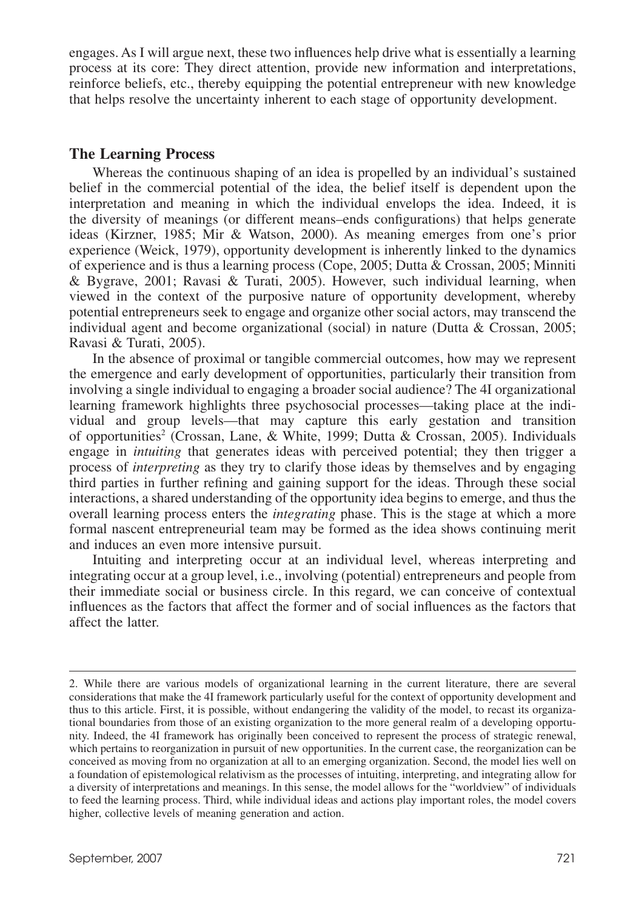engages. As I will argue next, these two influences help drive what is essentially a learning process at its core: They direct attention, provide new information and interpretations, reinforce beliefs, etc., thereby equipping the potential entrepreneur with new knowledge that helps resolve the uncertainty inherent to each stage of opportunity development.

## The Learning Process

Whereas the continuous shaping of an idea is propelled by an individual's sustained belief in the commercial potential of the idea, the belief itself is dependent upon the interpretation and meaning in which the individual envelops the idea. Indeed, it is the diversity of meanings (or different means–ends configurations) that helps generate ideas (Kirzner, 1985; Mir & Watson, 2000). As meaning emerges from one's prior experience (Weick, 1979), opportunity development is inherently linked to the dynamics of experience and is thus a learning process (Cope, 2005; Dutta & Crossan, 2005; Minniti & Bygrave, 2001; Ravasi & Turati, 2005). However, such individual learning, when viewed in the context of the purposive nature of opportunity development, whereby potential entrepreneurs seek to engage and organize other social actors, may transcend the individual agent and become organizational (social) in nature (Dutta & Crossan, 2005; Ravasi & Turati, 2005).

In the absence of proximal or tangible commercial outcomes, how may we represent the emergence and early development of opportunities, particularly their transition from involving a single individual to engaging a broader social audience? The 4I organizational learning framework highlights three psychosocial processes—taking place at the individual and group levels—that may capture this early gestation and transition of opportunities[2] (Crossan, Lane, & White, 1999; Dutta & Crossan, 2005). Individuals engage in *intuiting* that generates ideas with perceived potential; they then trigger a process of *interpreting* as they try to clarify those ideas by themselves and by engaging third parties in further refining and gaining support for the ideas. Through these social interactions, a shared understanding of the opportunity idea begins to emerge, and thus the overall learning process enters the *integrating* phase. This is the stage at which a more formal nascent entrepreneurial team may be formed as the idea shows continuing merit and induces an even more intensive pursuit.

Intuiting and interpreting occur at an individual level, whereas interpreting and integrating occur at a group level, i.e., involving (potential) entrepreneurs and people from their immediate social or business circle. In this regard, we can conceive of contextual influences as the factors that affect the former and of social influences as the factors that affect the latter.

---

2. While there are various models of organizational learning in the current literature, there are several considerations that make the 4I framework particularly useful for the context of opportunity development and thus to this article. First, it is possible, without endangering the validity of the model, to recast its organizational boundaries from those of an existing organization to the more general realm of a developing opportunity. Indeed, the 4I framework has originally been conceived to represent the process of strategic renewal, which pertains to reorganization in pursuit of new opportunities. In the current case, the reorganization can be conceived as moving from no organization at all to an emerging organization. Second, the model lies well on a foundation of epistemological relativism as the processes of intuiting, interpreting, and integrating allow for a diversity of interpretations and meanings. In this sense, the model allows for the "worldview" of individuals to feed the learning process. Third, while individual ideas and actions play important roles, the model covers higher, collective levels of meaning generation and action.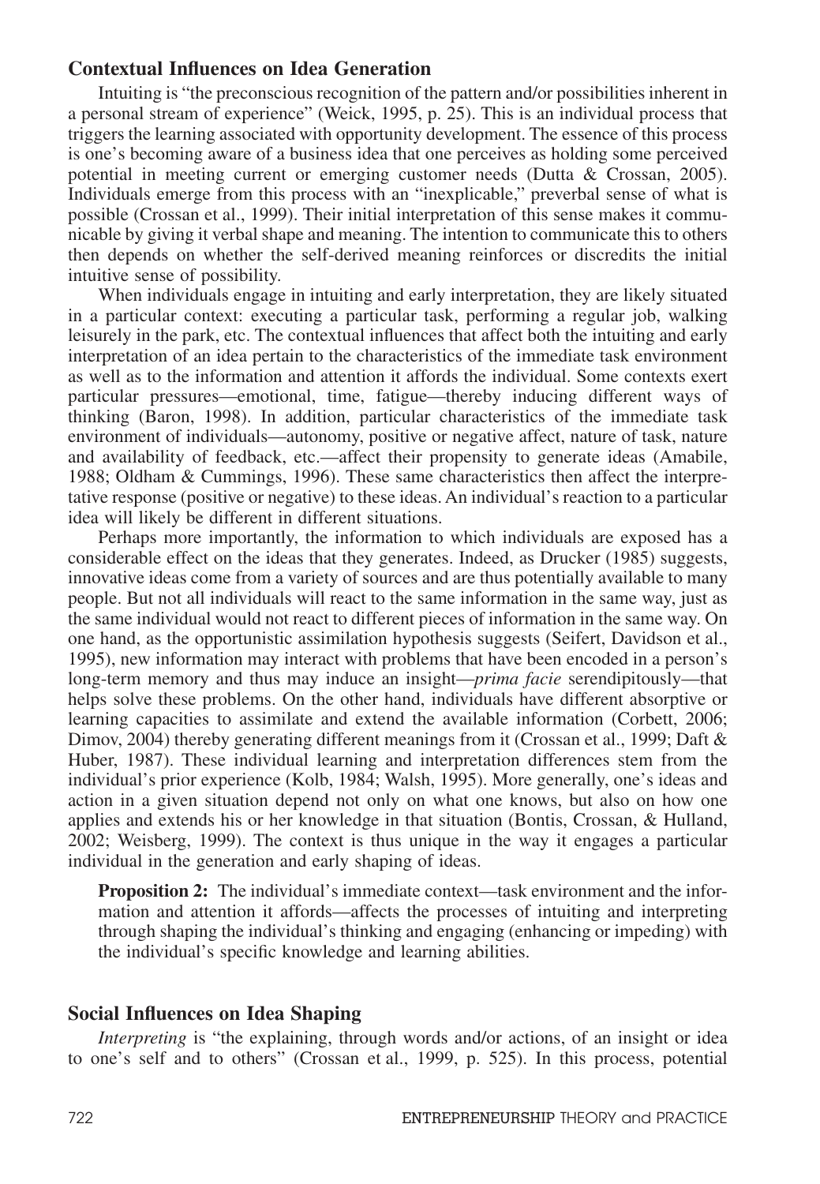## Contextual Influences on Idea Generation

Intuiting is "the preconscious recognition of the pattern and/or possibilities inherent in a personal stream of experience" (Weick, 1995, p. 25). This is an individual process that triggers the learning associated with opportunity development. The essence of this process is one's becoming aware of a business idea that one perceives as holding some perceived potential in meeting current or emerging customer needs (Dutta & Crossan, 2005). Individuals emerge from this process with an "inexplicable," preverbal sense of what is possible (Crossan et al., 1999). Their initial interpretation of this sense makes it communicable by giving it verbal shape and meaning. The intention to communicate this to others then depends on whether the self-derived meaning reinforces or discredits the initial intuitive sense of possibility.

When individuals engage in intuiting and early interpretation, they are likely situated in a particular context: executing a particular task, performing a regular job, walking leisurely in the park, etc. The contextual influences that affect both the intuiting and early interpretation of an idea pertain to the characteristics of the immediate task environment as well as to the information and attention it affords the individual. Some contexts exert particular pressures—emotional, time, fatigue—thereby inducing different ways of thinking (Baron, 1998). In addition, particular characteristics of the immediate task environment of individuals—autonomy, positive or negative affect, nature of task, nature and availability of feedback, etc.—affect their propensity to generate ideas (Amabile, 1988; Oldham & Cummings, 1996). These same characteristics then affect the interpretative response (positive or negative) to these ideas. An individual's reaction to a particular idea will likely be different in different situations.

Perhaps more importantly, the information to which individuals are exposed has a considerable effect on the ideas that they generates. Indeed, as Drucker (1985) suggests, innovative ideas come from a variety of sources and are thus potentially available to many people. But not all individuals will react to the same information in the same way, just as the same individual would not react to different pieces of information in the same way. On one hand, as the opportunistic assimilation hypothesis suggests (Seifert, Davidson et al., 1995), new information may interact with problems that have been encoded in a person's long-term memory and thus may induce an insight—*prima facie* serendipitously—that helps solve these problems. On the other hand, individuals have different absorptive or learning capacities to assimilate and extend the available information (Corbett, 2006; Dimov, 2004) thereby generating different meanings from it (Crossan et al., 1999; Daft & Huber, 1987). These individual learning and interpretation differences stem from the individual's prior experience (Kolb, 1984; Walsh, 1995). More generally, one's ideas and action in a given situation depend not only on what one knows, but also on how one applies and extends his or her knowledge in that situation (Bontis, Crossan, & Hulland, 2002; Weisberg, 1999). The context is thus unique in the way it engages a particular individual in the generation and early shaping of ideas.

**Proposition 2:** The individual's immediate context—task environment and the information and attention it affords—affects the processes of intuiting and interpreting through shaping the individual's thinking and engaging (enhancing or impeding) with the individual's specific knowledge and learning abilities.

## Social Influences on Idea Shaping

*Interpreting* is "the explaining, through words and/or actions, of an insight or idea to one's self and to others" (Crossan et al., 1999, p. 525). In this process, potential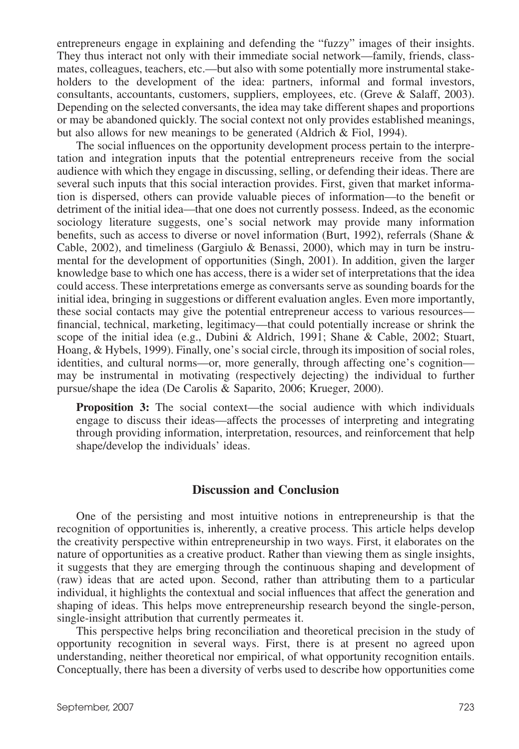entrepreneurs engage in explaining and defending the "fuzzy" images of their insights. They thus interact not only with their immediate social network—family, friends, classmates, colleagues, teachers, etc.—but also with some potentially more instrumental stakeholders to the development of the idea: partners, informal and formal investors, consultants, accountants, customers, suppliers, employees, etc. (Greve & Salaff, 2003). Depending on the selected conversants, the idea may take different shapes and proportions or may be abandoned quickly. The social context not only provides established meanings, but also allows for new meanings to be generated (Aldrich & Fiol, 1994).

The social influences on the opportunity development process pertain to the interpretation and integration inputs that the potential entrepreneurs receive from the social audience with which they engage in discussing, selling, or defending their ideas. There are several such inputs that this social interaction provides. First, given that market information is dispersed, others can provide valuable pieces of information—to the benefit or detriment of the initial idea—that one does not currently possess. Indeed, as the economic sociology literature suggests, one's social network may provide many information benefits, such as access to diverse or novel information (Burt, 1992), referrals (Shane & Cable, 2002), and timeliness (Gargiulo & Benassi, 2000), which may in turn be instrumental for the development of opportunities (Singh, 2001). In addition, given the larger knowledge base to which one has access, there is a wider set of interpretations that the idea could access. These interpretations emerge as conversants serve as sounding boards for the initial idea, bringing in suggestions or different evaluation angles. Even more importantly, these social contacts may give the potential entrepreneur access to various resources—financial, technical, marketing, legitimacy—that could potentially increase or shrink the scope of the initial idea (e.g., Dubini & Aldrich, 1991; Shane & Cable, 2002; Stuart, Hoang, & Hybels, 1999). Finally, one's social circle, through its imposition of social roles, identities, and cultural norms—or, more generally, through affecting one's cognition—may be instrumental in motivating (respectively dejecting) the individual to further pursue/shape the idea (De Carolis & Saparito, 2006; Krueger, 2000).

> **Proposition 3:** The social context—the social audience with which individuals engage to discuss their ideas—affects the processes of interpreting and integrating through providing information, interpretation, resources, and reinforcement that help shape/develop the individuals' ideas.

## Discussion and Conclusion

One of the persisting and most intuitive notions in entrepreneurship is that the recognition of opportunities is, inherently, a creative process. This article helps develop the creativity perspective within entrepreneurship in two ways. First, it elaborates on the nature of opportunities as a creative product. Rather than viewing them as single insights, it suggests that they are emerging through the continuous shaping and development of (raw) ideas that are acted upon. Second, rather than attributing them to a particular individual, it highlights the contextual and social influences that affect the generation and shaping of ideas. This helps move entrepreneurship research beyond the single-person, single-insight attribution that currently permeates it.

This perspective helps bring reconciliation and theoretical precision in the study of opportunity recognition in several ways. First, there is at present no agreed upon understanding, neither theoretical nor empirical, of what opportunity recognition entails. Conceptually, there has been a diversity of verbs used to describe how opportunities come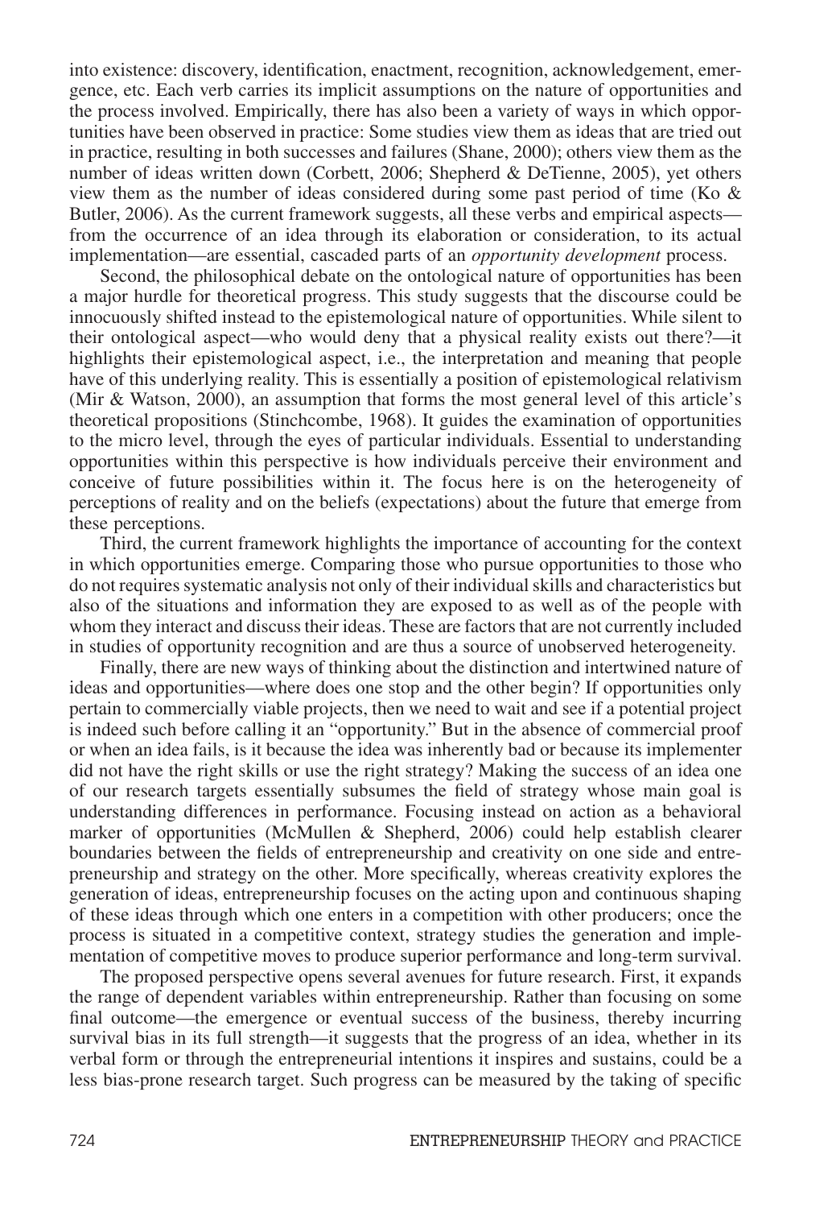into existence: discovery, identification, enactment, recognition, acknowledgement, emergence, etc. Each verb carries its implicit assumptions on the nature of opportunities and the process involved. Empirically, there has also been a variety of ways in which opportunities have been observed in practice: Some studies view them as ideas that are tried out in practice, resulting in both successes and failures (Shane, 2000); others view them as the number of ideas written down (Corbett, 2006; Shepherd & DeTienne, 2005), yet others view them as the number of ideas considered during some past period of time (Ko & Butler, 2006). As the current framework suggests, all these verbs and empirical aspects—from the occurrence of an idea through its elaboration or consideration, to its actual implementation—are essential, cascaded parts of an *opportunity development* process.

Second, the philosophical debate on the ontological nature of opportunities has been a major hurdle for theoretical progress. This study suggests that the discourse could be innocuously shifted instead to the epistemological nature of opportunities. While silent to their ontological aspect—who would deny that a physical reality exists out there?—it highlights their epistemological aspect, i.e., the interpretation and meaning that people have of this underlying reality. This is essentially a position of epistemological relativism (Mir & Watson, 2000), an assumption that forms the most general level of this article's theoretical propositions (Stinchcombe, 1968). It guides the examination of opportunities to the micro level, through the eyes of particular individuals. Essential to understanding opportunities within this perspective is how individuals perceive their environment and conceive of future possibilities within it. The focus here is on the heterogeneity of perceptions of reality and on the beliefs (expectations) about the future that emerge from these perceptions.

Third, the current framework highlights the importance of accounting for the context in which opportunities emerge. Comparing those who pursue opportunities to those who do not requires systematic analysis not only of their individual skills and characteristics but also of the situations and information they are exposed to as well as of the people with whom they interact and discuss their ideas. These are factors that are not currently included in studies of opportunity recognition and are thus a source of unobserved heterogeneity.

Finally, there are new ways of thinking about the distinction and intertwined nature of ideas and opportunities—where does one stop and the other begin? If opportunities only pertain to commercially viable projects, then we need to wait and see if a potential project is indeed such before calling it an "opportunity." But in the absence of commercial proof or when an idea fails, is it because the idea was inherently bad or because its implementer did not have the right skills or use the right strategy? Making the success of an idea one of our research targets essentially subsumes the field of strategy whose main goal is understanding differences in performance. Focusing instead on action as a behavioral marker of opportunities (McMullen & Shepherd, 2006) could help establish clearer boundaries between the fields of entrepreneurship and creativity on one side and entrepreneurship and strategy on the other. More specifically, whereas creativity explores the generation of ideas, entrepreneurship focuses on the acting upon and continuous shaping of these ideas through which one enters in a competition with other producers; once the process is situated in a competitive context, strategy studies the generation and implementation of competitive moves to produce superior performance and long-term survival.

The proposed perspective opens several avenues for future research. First, it expands the range of dependent variables within entrepreneurship. Rather than focusing on some final outcome—the emergence or eventual success of the business, thereby incurring survival bias in its full strength—it suggests that the progress of an idea, whether in its verbal form or through the entrepreneurial intentions it inspires and sustains, could be a less bias-prone research target. Such progress can be measured by the taking of specific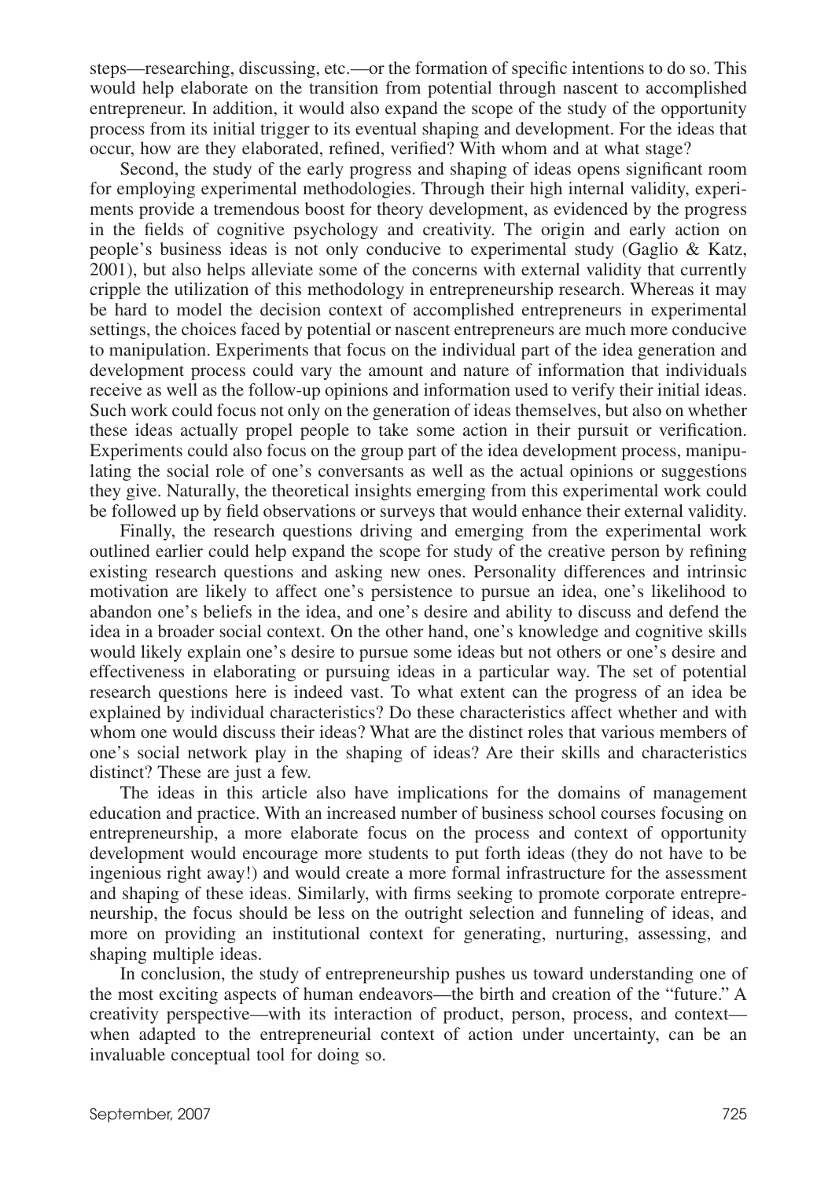steps—researching, discussing, etc.—or the formation of specific intentions to do so. This would help elaborate on the transition from potential through nascent to accomplished entrepreneur. In addition, it would also expand the scope of the study of the opportunity process from its initial trigger to its eventual shaping and development. For the ideas that occur, how are they elaborated, refined, verified? With whom and at what stage?

Second, the study of the early progress and shaping of ideas opens significant room for employing experimental methodologies. Through their high internal validity, experiments provide a tremendous boost for theory development, as evidenced by the progress in the fields of cognitive psychology and creativity. The origin and early action on people's business ideas is not only conducive to experimental study (Gaglio & Katz, 2001), but also helps alleviate some of the concerns with external validity that currently cripple the utilization of this methodology in entrepreneurship research. Whereas it may be hard to model the decision context of accomplished entrepreneurs in experimental settings, the choices faced by potential or nascent entrepreneurs are much more conducive to manipulation. Experiments that focus on the individual part of the idea generation and development process could vary the amount and nature of information that individuals receive as well as the follow-up opinions and information used to verify their initial ideas. Such work could focus not only on the generation of ideas themselves, but also on whether these ideas actually propel people to take some action in their pursuit or verification. Experiments could also focus on the group part of the idea development process, manipulating the social role of one's conversants as well as the actual opinions or suggestions they give. Naturally, the theoretical insights emerging from this experimental work could be followed up by field observations or surveys that would enhance their external validity.

Finally, the research questions driving and emerging from the experimental work outlined earlier could help expand the scope for study of the creative person by refining existing research questions and asking new ones. Personality differences and intrinsic motivation are likely to affect one's persistence to pursue an idea, one's likelihood to abandon one's beliefs in the idea, and one's desire and ability to discuss and defend the idea in a broader social context. On the other hand, one's knowledge and cognitive skills would likely explain one's desire to pursue some ideas but not others or one's desire and effectiveness in elaborating or pursuing ideas in a particular way. The set of potential research questions here is indeed vast. To what extent can the progress of an idea be explained by individual characteristics? Do these characteristics affect whether and with whom one would discuss their ideas? What are the distinct roles that various members of one's social network play in the shaping of ideas? Are their skills and characteristics distinct? These are just a few.

The ideas in this article also have implications for the domains of management education and practice. With an increased number of business school courses focusing on entrepreneurship, a more elaborate focus on the process and context of opportunity development would encourage more students to put forth ideas (they do not have to be ingenious right away!) and would create a more formal infrastructure for the assessment and shaping of these ideas. Similarly, with firms seeking to promote corporate entrepreneurship, the focus should be less on the outright selection and funneling of ideas, and more on providing an institutional context for generating, nurturing, assessing, and shaping multiple ideas.

In conclusion, the study of entrepreneurship pushes us toward understanding one of the most exciting aspects of human endeavors—the birth and creation of the "future." A creativity perspective—with its interaction of product, person, process, and context—when adapted to the entrepreneurial context of action under uncertainty, can be an invaluable conceptual tool for doing so.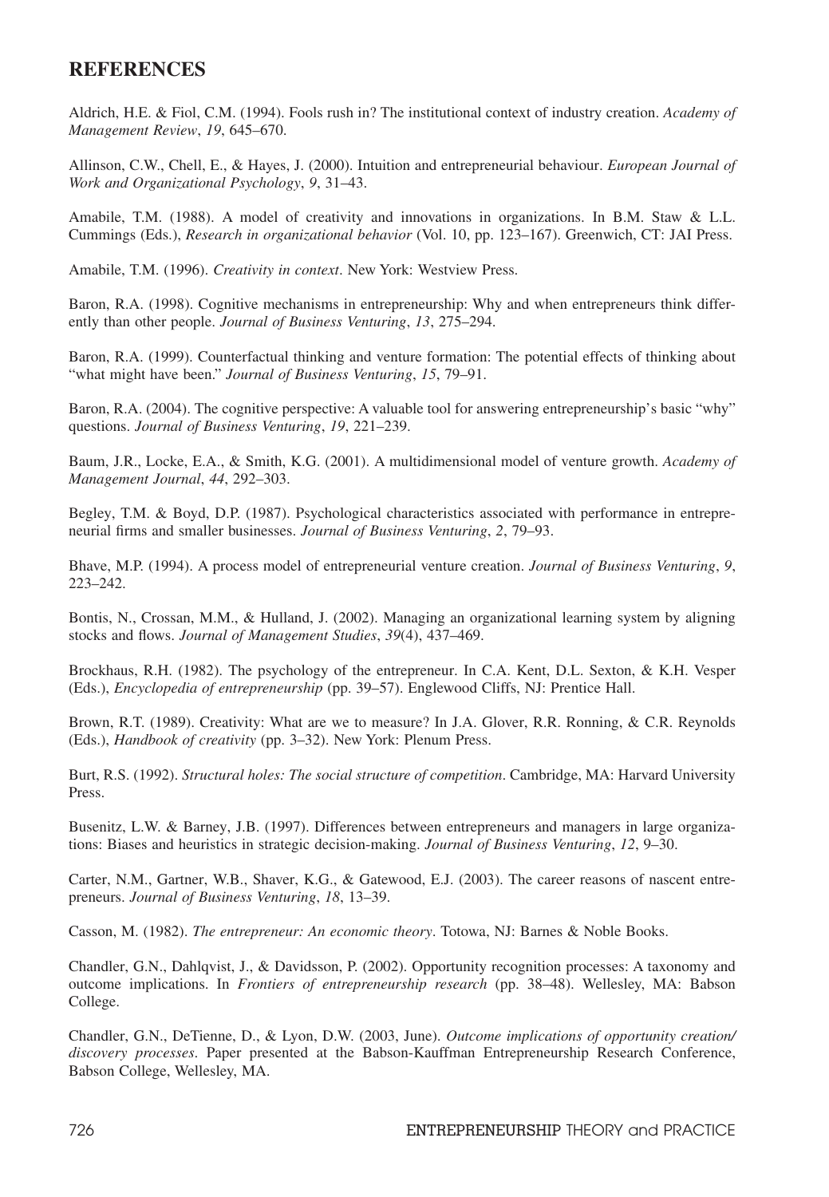## REFERENCES

Aldrich, H.E. & Fiol, C.M. (1994). Fools rush in? The institutional context of industry creation. *Academy of Management Review*, *19*, 645–670.

Allinson, C.W., Chell, E., & Hayes, J. (2000). Intuition and entrepreneurial behaviour. *European Journal of Work and Organizational Psychology*, *9*, 31–43.

Amabile, T.M. (1988). A model of creativity and innovations in organizations. In B.M. Staw & L.L. Cummings (Eds.), *Research in organizational behavior* (Vol. 10, pp. 123–167). Greenwich, CT: JAI Press.

Amabile, T.M. (1996). *Creativity in context*. New York: Westview Press.

Baron, R.A. (1998). Cognitive mechanisms in entrepreneurship: Why and when entrepreneurs think differently than other people. *Journal of Business Venturing*, *13*, 275–294.

Baron, R.A. (1999). Counterfactual thinking and venture formation: The potential effects of thinking about "what might have been." *Journal of Business Venturing*, *15*, 79–91.

Baron, R.A. (2004). The cognitive perspective: A valuable tool for answering entrepreneurship's basic "why" questions. *Journal of Business Venturing*, *19*, 221–239.

Baum, J.R., Locke, E.A., & Smith, K.G. (2001). A multidimensional model of venture growth. *Academy of Management Journal*, *44*, 292–303.

Begley, T.M. & Boyd, D.P. (1987). Psychological characteristics associated with performance in entrepreneurial firms and smaller businesses. *Journal of Business Venturing*, *2*, 79–93.

Bhave, M.P. (1994). A process model of entrepreneurial venture creation. *Journal of Business Venturing*, *9*, 223–242.

Bontis, N., Crossan, M.M., & Hulland, J. (2002). Managing an organizational learning system by aligning stocks and flows. *Journal of Management Studies*, *39*(4), 437–469.

Brockhaus, R.H. (1982). The psychology of the entrepreneur. In C.A. Kent, D.L. Sexton, & K.H. Vesper (Eds.), *Encyclopedia of entrepreneurship* (pp. 39–57). Englewood Cliffs, NJ: Prentice Hall.

Brown, R.T. (1989). Creativity: What are we to measure? In J.A. Glover, R.R. Ronning, & C.R. Reynolds (Eds.), *Handbook of creativity* (pp. 3–32). New York: Plenum Press.

Burt, R.S. (1992). *Structural holes: The social structure of competition*. Cambridge, MA: Harvard University Press.

Busenitz, L.W. & Barney, J.B. (1997). Differences between entrepreneurs and managers in large organizations: Biases and heuristics in strategic decision-making. *Journal of Business Venturing*, *12*, 9–30.

Carter, N.M., Gartner, W.B., Shaver, K.G., & Gatewood, E.J. (2003). The career reasons of nascent entrepreneurs. *Journal of Business Venturing*, *18*, 13–39.

Casson, M. (1982). *The entrepreneur: An economic theory*. Totowa, NJ: Barnes & Noble Books.

Chandler, G.N., Dahlqvist, J., & Davidsson, P. (2002). Opportunity recognition processes: A taxonomy and outcome implications. In *Frontiers of entrepreneurship research* (pp. 38–48). Wellesley, MA: Babson College.

Chandler, G.N., DeTienne, D., & Lyon, D.W. (2003, June). *Outcome implications of opportunity creation/discovery processes*. Paper presented at the Babson-Kauffman Entrepreneurship Research Conference, Babson College, Wellesley, MA.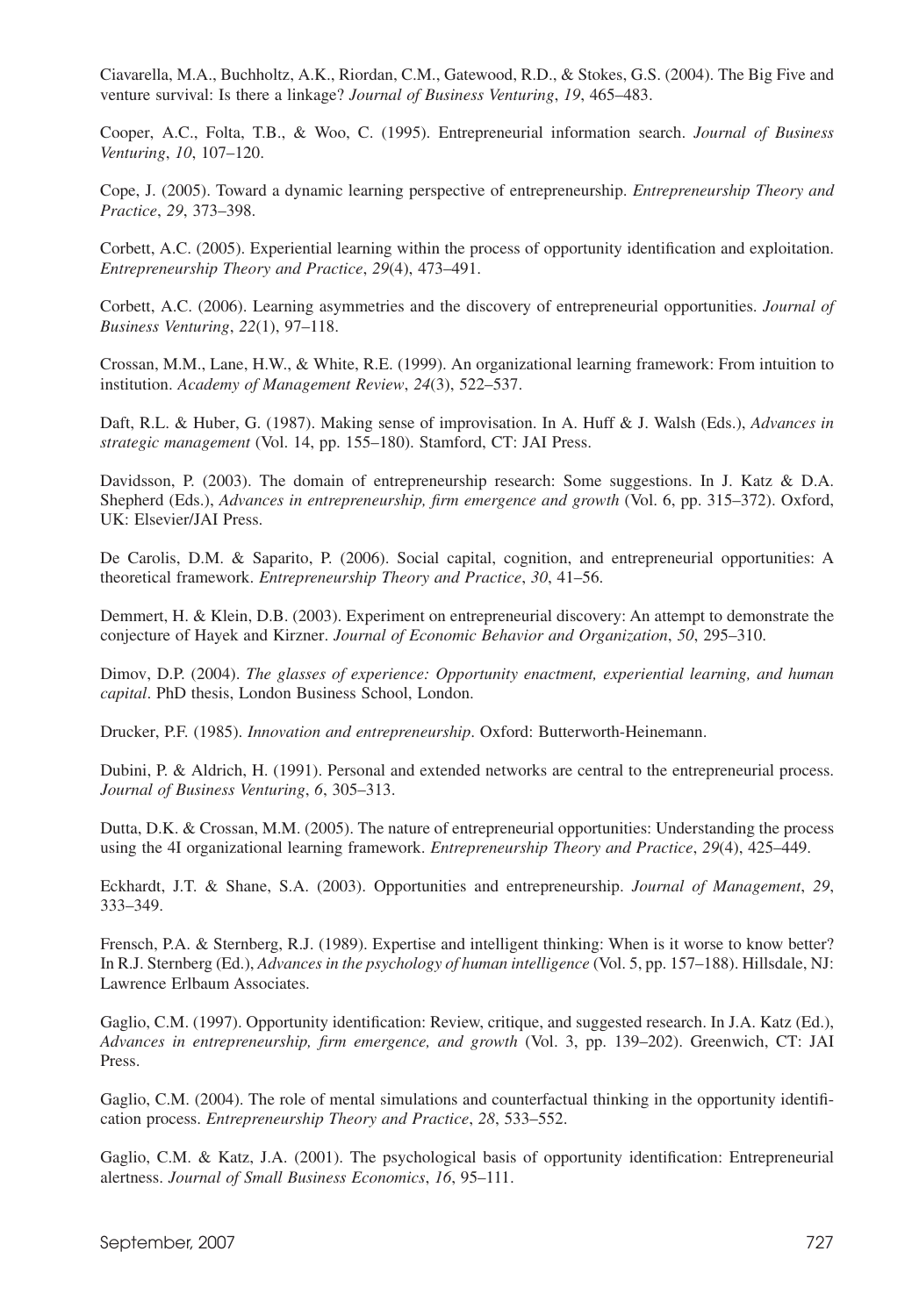Ciavarella, M.A., Buchholtz, A.K., Riordan, C.M., Gatewood, R.D., & Stokes, G.S. (2004). The Big Five and venture survival: Is there a linkage? *Journal of Business Venturing*, *19*, 465–483.

Cooper, A.C., Folta, T.B., & Woo, C. (1995). Entrepreneurial information search. *Journal of Business Venturing*, *10*, 107–120.

Cope, J. (2005). Toward a dynamic learning perspective of entrepreneurship. *Entrepreneurship Theory and Practice*, *29*, 373–398.

Corbett, A.C. (2005). Experiential learning within the process of opportunity identification and exploitation. *Entrepreneurship Theory and Practice*, *29*(4), 473–491.

Corbett, A.C. (2006). Learning asymmetries and the discovery of entrepreneurial opportunities. *Journal of Business Venturing*, *22*(1), 97–118.

Crossan, M.M., Lane, H.W., & White, R.E. (1999). An organizational learning framework: From intuition to institution. *Academy of Management Review*, *24*(3), 522–537.

Daft, R.L. & Huber, G. (1987). Making sense of improvisation. In A. Huff & J. Walsh (Eds.), *Advances in strategic management* (Vol. 14, pp. 155–180). Stamford, CT: JAI Press.

Davidsson, P. (2003). The domain of entrepreneurship research: Some suggestions. In J. Katz & D.A. Shepherd (Eds.), *Advances in entrepreneurship, firm emergence and growth* (Vol. 6, pp. 315–372). Oxford, UK: Elsevier/JAI Press.

De Carolis, D.M. & Saparito, P. (2006). Social capital, cognition, and entrepreneurial opportunities: A theoretical framework. *Entrepreneurship Theory and Practice*, *30*, 41–56.

Demmert, H. & Klein, D.B. (2003). Experiment on entrepreneurial discovery: An attempt to demonstrate the conjecture of Hayek and Kirzner. *Journal of Economic Behavior and Organization*, *50*, 295–310.

Dimov, D.P. (2004). *The glasses of experience: Opportunity enactment, experiential learning, and human capital*. PhD thesis, London Business School, London.

Drucker, P.F. (1985). *Innovation and entrepreneurship*. Oxford: Butterworth-Heinemann.

Dubini, P. & Aldrich, H. (1991). Personal and extended networks are central to the entrepreneurial process. *Journal of Business Venturing*, *6*, 305–313.

Dutta, D.K. & Crossan, M.M. (2005). The nature of entrepreneurial opportunities: Understanding the process using the 4I organizational learning framework. *Entrepreneurship Theory and Practice*, *29*(4), 425–449.

Eckhardt, J.T. & Shane, S.A. (2003). Opportunities and entrepreneurship. *Journal of Management*, *29*, 333–349.

Frensch, P.A. & Sternberg, R.J. (1989). Expertise and intelligent thinking: When is it worse to know better? In R.J. Sternberg (Ed.), *Advances in the psychology of human intelligence* (Vol. 5, pp. 157–188). Hillsdale, NJ: Lawrence Erlbaum Associates.

Gaglio, C.M. (1997). Opportunity identification: Review, critique, and suggested research. In J.A. Katz (Ed.), *Advances in entrepreneurship, firm emergence, and growth* (Vol. 3, pp. 139–202). Greenwich, CT: JAI Press.

Gaglio, C.M. (2004). The role of mental simulations and counterfactual thinking in the opportunity identification process. *Entrepreneurship Theory and Practice*, *28*, 533–552.

Gaglio, C.M. & Katz, J.A. (2001). The psychological basis of opportunity identification: Entrepreneurial alertness. *Journal of Small Business Economics*, *16*, 95–111.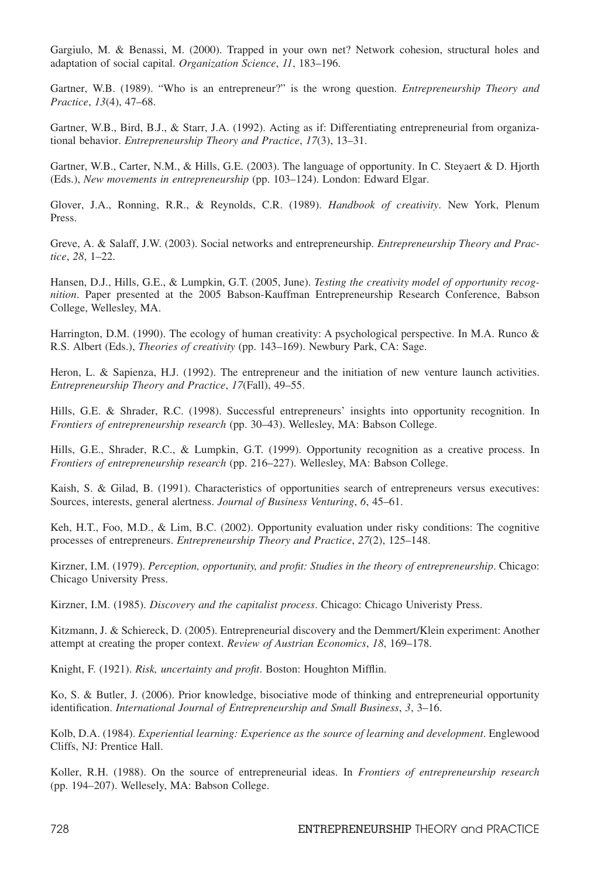Gargiulo, M. & Benassi, M. (2000). Trapped in your own net? Network cohesion, structural holes and adaptation of social capital. *Organization Science*, *11*, 183–196.

Gartner, W.B. (1989). "Who is an entrepreneur?" is the wrong question. *Entrepreneurship Theory and Practice*, *13*(4), 47–68.

Gartner, W.B., Bird, B.J., & Starr, J.A. (1992). Acting as if: Differentiating entrepreneurial from organizational behavior. *Entrepreneurship Theory and Practice*, *17*(3), 13–31.

Gartner, W.B., Carter, N.M., & Hills, G.E. (2003). The language of opportunity. In C. Steyaert & D. Hjorth (Eds.), *New movements in entrepreneurship* (pp. 103–124). London: Edward Elgar.

Glover, J.A., Ronning, R.R., & Reynolds, C.R. (1989). *Handbook of creativity*. New York, Plenum Press.

Greve, A. & Salaff, J.W. (2003). Social networks and entrepreneurship. *Entrepreneurship Theory and Practice*, *28*, 1–22.

Hansen, D.J., Hills, G.E., & Lumpkin, G.T. (2005, June). *Testing the creativity model of opportunity recognition*. Paper presented at the 2005 Babson-Kauffman Entrepreneurship Research Conference, Babson College, Wellesley, MA.

Harrington, D.M. (1990). The ecology of human creativity: A psychological perspective. In M.A. Runco & R.S. Albert (Eds.), *Theories of creativity* (pp. 143–169). Newbury Park, CA: Sage.

Heron, L. & Sapienza, H.J. (1992). The entrepreneur and the initiation of new venture launch activities. *Entrepreneurship Theory and Practice*, *17*(Fall), 49–55.

Hills, G.E. & Shrader, R.C. (1998). Successful entrepreneurs' insights into opportunity recognition. In *Frontiers of entrepreneurship research* (pp. 30–43). Wellesley, MA: Babson College.

Hills, G.E., Shrader, R.C., & Lumpkin, G.T. (1999). Opportunity recognition as a creative process. In *Frontiers of entrepreneurship research* (pp. 216–227). Wellesley, MA: Babson College.

Kaish, S. & Gilad, B. (1991). Characteristics of opportunities search of entrepreneurs versus executives: Sources, interests, general alertness. *Journal of Business Venturing*, *6*, 45–61.

Keh, H.T., Foo, M.D., & Lim, B.C. (2002). Opportunity evaluation under risky conditions: The cognitive processes of entrepreneurs. *Entrepreneurship Theory and Practice*, *27*(2), 125–148.

Kirzner, I.M. (1979). *Perception, opportunity, and profit: Studies in the theory of entrepreneurship*. Chicago: Chicago University Press.

Kirzner, I.M. (1985). *Discovery and the capitalist process*. Chicago: Chicago Univeristy Press.

Kitzmann, J. & Schiereck, D. (2005). Entrepreneurial discovery and the Demmert/Klein experiment: Another attempt at creating the proper context. *Review of Austrian Economics*, *18*, 169–178.

Knight, F. (1921). *Risk, uncertainty and profit*. Boston: Houghton Mifflin.

Ko, S. & Butler, J. (2006). Prior knowledge, bisociative mode of thinking and entrepreneurial opportunity identification. *International Journal of Entrepreneurship and Small Business*, *3*, 3–16.

Kolb, D.A. (1984). *Experiential learning: Experience as the source of learning and development*. Englewood Cliffs, NJ: Prentice Hall.

Koller, R.H. (1988). On the source of entrepreneurial ideas. In *Frontiers of entrepreneurship research* (pp. 194–207). Wellesely, MA: Babson College.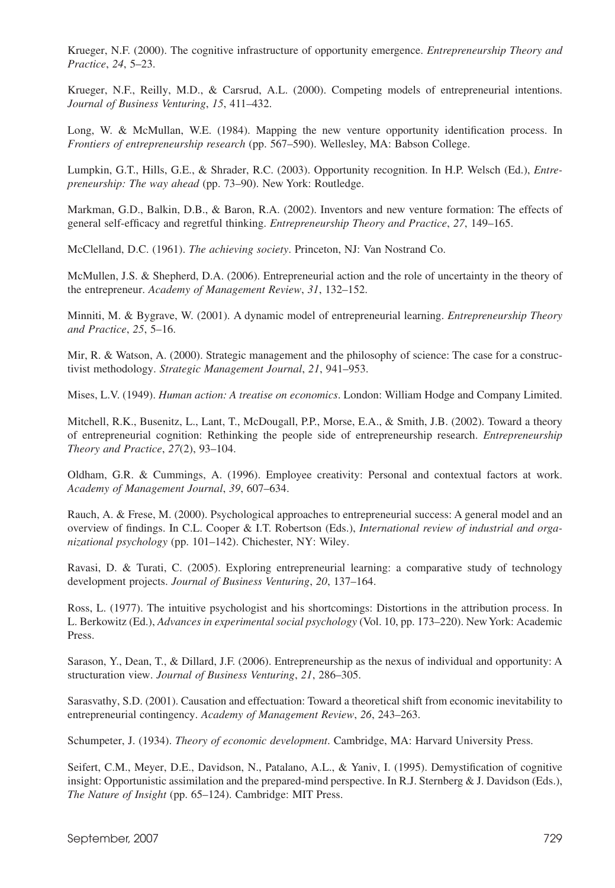Krueger, N.F. (2000). The cognitive infrastructure of opportunity emergence. *Entrepreneurship Theory and Practice*, *24*, 5–23.

Krueger, N.F., Reilly, M.D., & Carsrud, A.L. (2000). Competing models of entrepreneurial intentions. *Journal of Business Venturing*, *15*, 411–432.

Long, W. & McMullan, W.E. (1984). Mapping the new venture opportunity identification process. In *Frontiers of entrepreneurship research* (pp. 567–590). Wellesley, MA: Babson College.

Lumpkin, G.T., Hills, G.E., & Shrader, R.C. (2003). Opportunity recognition. In H.P. Welsch (Ed.), *Entrepreneurship: The way ahead* (pp. 73–90). New York: Routledge.

Markman, G.D., Balkin, D.B., & Baron, R.A. (2002). Inventors and new venture formation: The effects of general self-efficacy and regretful thinking. *Entrepreneurship Theory and Practice*, *27*, 149–165.

McClelland, D.C. (1961). *The achieving society*. Princeton, NJ: Van Nostrand Co.

McMullen, J.S. & Shepherd, D.A. (2006). Entrepreneurial action and the role of uncertainty in the theory of the entrepreneur. *Academy of Management Review*, *31*, 132–152.

Minniti, M. & Bygrave, W. (2001). A dynamic model of entrepreneurial learning. *Entrepreneurship Theory and Practice*, *25*, 5–16.

Mir, R. & Watson, A. (2000). Strategic management and the philosophy of science: The case for a constructivist methodology. *Strategic Management Journal*, *21*, 941–953.

Mises, L.V. (1949). *Human action: A treatise on economics*. London: William Hodge and Company Limited.

Mitchell, R.K., Busenitz, L., Lant, T., McDougall, P.P., Morse, E.A., & Smith, J.B. (2002). Toward a theory of entrepreneurial cognition: Rethinking the people side of entrepreneurship research. *Entrepreneurship Theory and Practice*, *27*(2), 93–104.

Oldham, G.R. & Cummings, A. (1996). Employee creativity: Personal and contextual factors at work. *Academy of Management Journal*, *39*, 607–634.

Rauch, A. & Frese, M. (2000). Psychological approaches to entrepreneurial success: A general model and an overview of findings. In C.L. Cooper & I.T. Robertson (Eds.), *International review of industrial and organizational psychology* (pp. 101–142). Chichester, NY: Wiley.

Ravasi, D. & Turati, C. (2005). Exploring entrepreneurial learning: a comparative study of technology development projects. *Journal of Business Venturing*, *20*, 137–164.

Ross, L. (1977). The intuitive psychologist and his shortcomings: Distortions in the attribution process. In L. Berkowitz (Ed.), *Advances in experimental social psychology* (Vol. 10, pp. 173–220). New York: Academic Press.

Sarason, Y., Dean, T., & Dillard, J.F. (2006). Entrepreneurship as the nexus of individual and opportunity: A structuration view. *Journal of Business Venturing*, *21*, 286–305.

Sarasvathy, S.D. (2001). Causation and effectuation: Toward a theoretical shift from economic inevitability to entrepreneurial contingency. *Academy of Management Review*, *26*, 243–263.

Schumpeter, J. (1934). *Theory of economic development*. Cambridge, MA: Harvard University Press.

Seifert, C.M., Meyer, D.E., Davidson, N., Patalano, A.L., & Yaniv, I. (1995). Demystification of cognitive insight: Opportunistic assimilation and the prepared-mind perspective. In R.J. Sternberg & J. Davidson (Eds.), *The Nature of Insight* (pp. 65–124). Cambridge: MIT Press.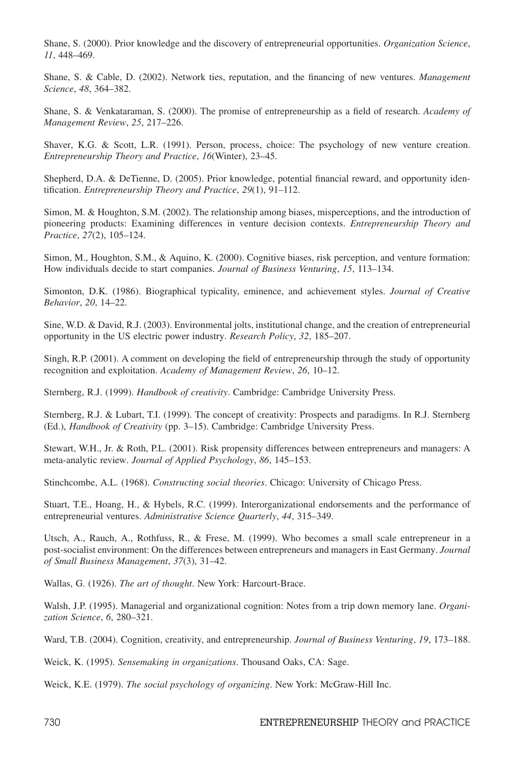Shane, S. (2000). Prior knowledge and the discovery of entrepreneurial opportunities. *Organization Science*, *11*, 448–469.

Shane, S. & Cable, D. (2002). Network ties, reputation, and the financing of new ventures. *Management Science*, *48*, 364–382.

Shane, S. & Venkataraman, S. (2000). The promise of entrepreneurship as a field of research. *Academy of Management Review*, *25*, 217–226.

Shaver, K.G. & Scott, L.R. (1991). Person, process, choice: The psychology of new venture creation. *Entrepreneurship Theory and Practice*, *16*(Winter), 23–45.

Shepherd, D.A. & DeTienne, D. (2005). Prior knowledge, potential financial reward, and opportunity identification. *Entrepreneurship Theory and Practice*, *29*(1), 91–112.

Simon, M. & Houghton, S.M. (2002). The relationship among biases, misperceptions, and the introduction of pioneering products: Examining differences in venture decision contexts. *Entrepreneurship Theory and Practice*, *27*(2), 105–124.

Simon, M., Houghton, S.M., & Aquino, K. (2000). Cognitive biases, risk perception, and venture formation: How individuals decide to start companies. *Journal of Business Venturing*, *15*, 113–134.

Simonton, D.K. (1986). Biographical typicality, eminence, and achievement styles. *Journal of Creative Behavior*, *20*, 14–22.

Sine, W.D. & David, R.J. (2003). Environmental jolts, institutional change, and the creation of entrepreneurial opportunity in the US electric power industry. *Research Policy*, *32*, 185–207.

Singh, R.P. (2001). A comment on developing the field of entrepreneurship through the study of opportunity recognition and exploitation. *Academy of Management Review*, *26*, 10–12.

Sternberg, R.J. (1999). *Handbook of creativity*. Cambridge: Cambridge University Press.

Sternberg, R.J. & Lubart, T.I. (1999). The concept of creativity: Prospects and paradigms. In R.J. Sternberg (Ed.), *Handbook of Creativity* (pp. 3–15). Cambridge: Cambridge University Press.

Stewart, W.H., Jr. & Roth, P.L. (2001). Risk propensity differences between entrepreneurs and managers: A meta-analytic review. *Journal of Applied Psychology*, *86*, 145–153.

Stinchcombe, A.L. (1968). *Constructing social theories*. Chicago: University of Chicago Press.

Stuart, T.E., Hoang, H., & Hybels, R.C. (1999). Interorganizational endorsements and the performance of entrepreneurial ventures. *Administrative Science Quarterly*, *44*, 315–349.

Utsch, A., Rauch, A., Rothfuss, R., & Frese, M. (1999). Who becomes a small scale entrepreneur in a post-socialist environment: On the differences between entrepreneurs and managers in East Germany. *Journal of Small Business Management*, *37*(3), 31–42.

Wallas, G. (1926). *The art of thought*. New York: Harcourt-Brace.

Walsh, J.P. (1995). Managerial and organizational cognition: Notes from a trip down memory lane. *Organization Science*, *6*, 280–321.

Ward, T.B. (2004). Cognition, creativity, and entrepreneurship. *Journal of Business Venturing*, *19*, 173–188.

Weick, K. (1995). *Sensemaking in organizations*. Thousand Oaks, CA: Sage.

Weick, K.E. (1979). *The social psychology of organizing*. New York: McGraw-Hill Inc.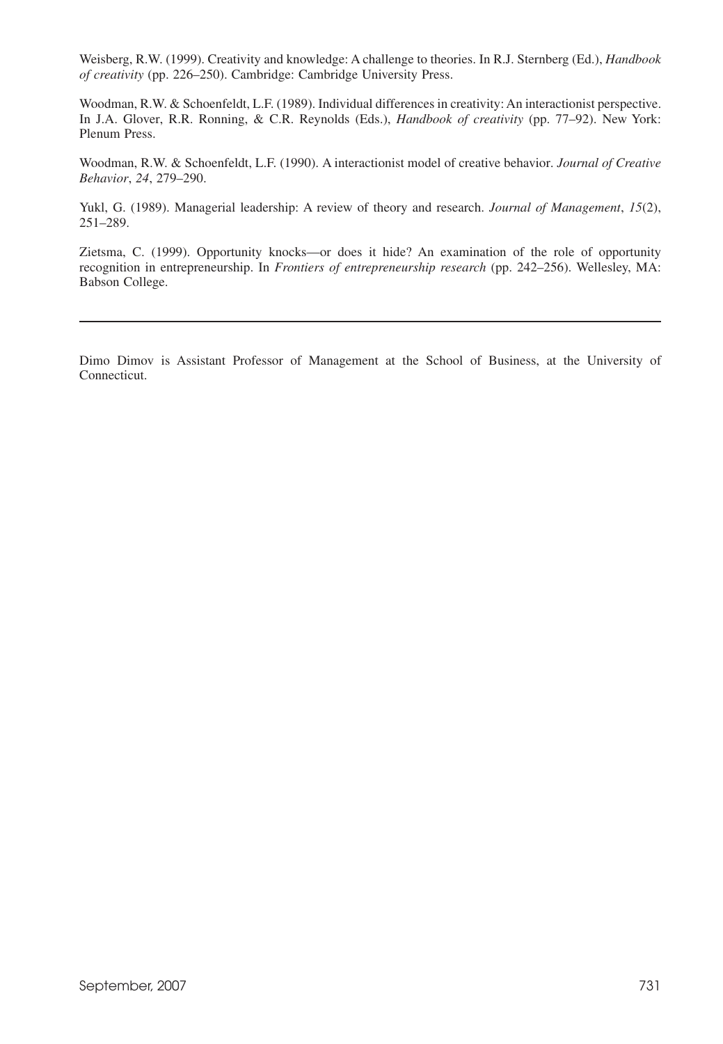Weisberg, R.W. (1999). Creativity and knowledge: A challenge to theories. In R.J. Sternberg (Ed.), *Handbook of creativity* (pp. 226–250). Cambridge: Cambridge University Press.

Woodman, R.W. & Schoenfeldt, L.F. (1989). Individual differences in creativity: An interactionist perspective. In J.A. Glover, R.R. Ronning, & C.R. Reynolds (Eds.), *Handbook of creativity* (pp. 77–92). New York: Plenum Press.

Woodman, R.W. & Schoenfeldt, L.F. (1990). A interactionist model of creative behavior. *Journal of Creative Behavior*, *24*, 279–290.

Yukl, G. (1989). Managerial leadership: A review of theory and research. *Journal of Management*, *15*(2), 251–289.

Zietsma, C. (1999). Opportunity knocks—or does it hide? An examination of the role of opportunity recognition in entrepreneurship. In *Frontiers of entrepreneurship research* (pp. 242–256). Wellesley, MA: Babson College.

---

Dimo Dimov is Assistant Professor of Management at the School of Business, at the University of Connecticut.